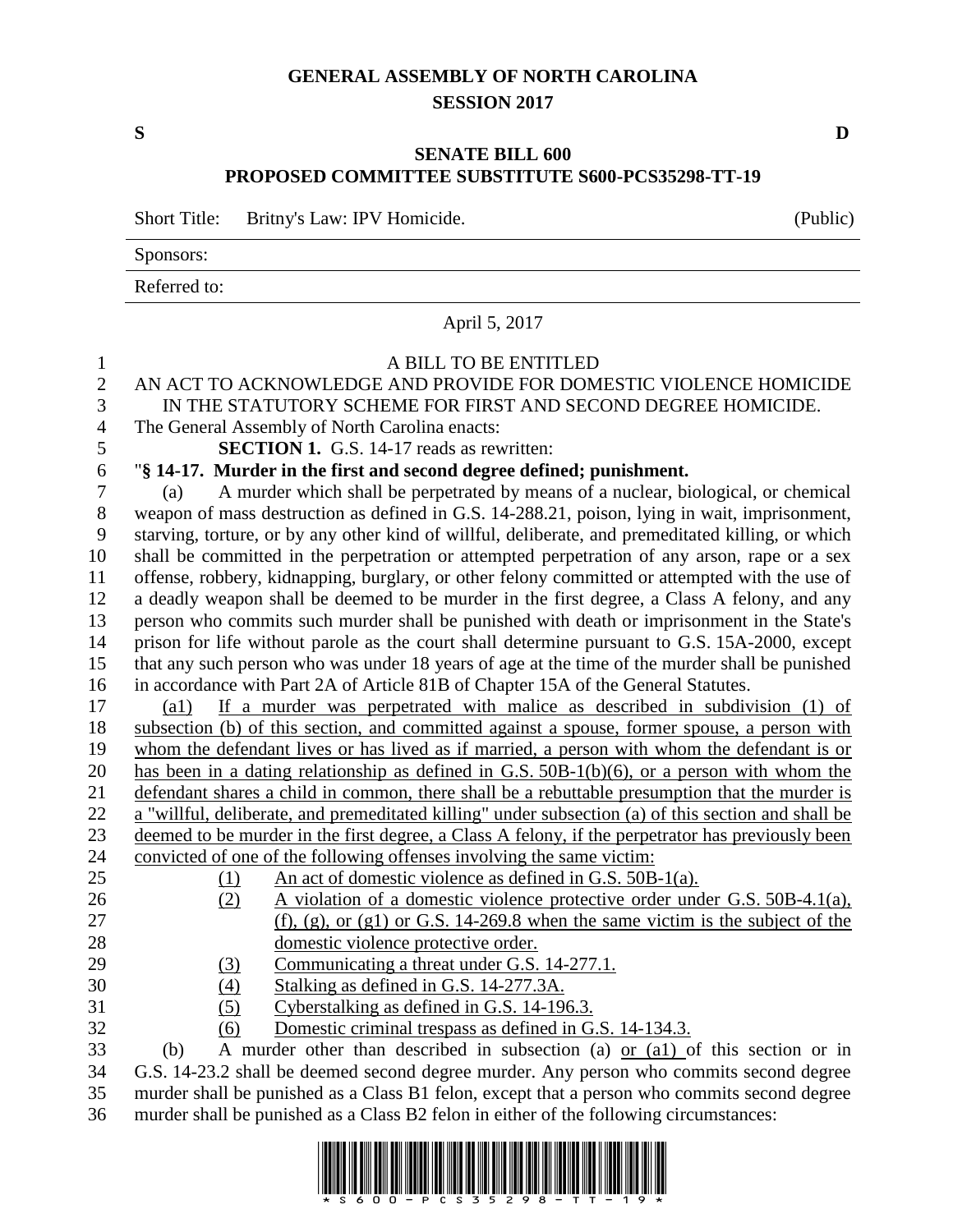# GENERAL ASSEMBLY OF NORTH CAROLINA
## SESSION 2017

**S** **D**

## SENATE BILL 600
## PROPOSED COMMITTEE SUBSTITUTE S600-PCS35298-TT-19

Short Title: Britny's Law: IPV Homicide. (Public)

Sponsors:

Referred to:

April 5, 2017

A BILL TO BE ENTITLED

AN ACT TO ACKNOWLEDGE AND PROVIDE FOR DOMESTIC VIOLENCE HOMICIDE IN THE STATUTORY SCHEME FOR FIRST AND SECOND DEGREE HOMICIDE.

The General Assembly of North Carolina enacts:

**SECTION 1.** G.S. 14-17 reads as rewritten:

"**§ 14-17. Murder in the first and second degree defined; punishment.**

(a) A murder which shall be perpetrated by means of a nuclear, biological, or chemical weapon of mass destruction as defined in G.S. 14-288.21, poison, lying in wait, imprisonment, starving, torture, or by any other kind of willful, deliberate, and premeditated killing, or which shall be committed in the perpetration or attempted perpetration of any arson, rape or a sex offense, robbery, kidnapping, burglary, or other felony committed or attempted with the use of a deadly weapon shall be deemed to be murder in the first degree, a Class A felony, and any person who commits such murder shall be punished with death or imprisonment in the State's prison for life without parole as the court shall determine pursuant to G.S. 15A-2000, except that any such person who was under 18 years of age at the time of the murder shall be punished in accordance with Part 2A of Article 81B of Chapter 15A of the General Statutes.

(a1) If a murder was perpetrated with malice as described in subdivision (1) of subsection (b) of this section, and committed against a spouse, former spouse, a person with whom the defendant lives or has lived as if married, a person with whom the defendant is or has been in a dating relationship as defined in G.S. 50B-1(b)(6), or a person with whom the defendant shares a child in common, there shall be a rebuttable presumption that the murder is a "willful, deliberate, and premeditated killing" under subsection (a) of this section and shall be deemed to be murder in the first degree, a Class A felony, if the perpetrator has previously been convicted of one of the following offenses involving the same victim:

(1) An act of domestic violence as defined in G.S. 50B-1(a).

(2) A violation of a domestic violence protective order under G.S. 50B-4.1(a), (f), (g), or (g1) or G.S. 14-269.8 when the same victim is the subject of the domestic violence protective order.

(3) Communicating a threat under G.S. 14-277.1.

(4) Stalking as defined in G.S. 14-277.3A.

(5) Cyberstalking as defined in G.S. 14-196.3.

(6) Domestic criminal trespass as defined in G.S. 14-134.3.

(b) A murder other than described in subsection (a) or (a1) of this section or in G.S. 14-23.2 shall be deemed second degree murder. Any person who commits second degree murder shall be punished as a Class B1 felon, except that a person who commits second degree murder shall be punished as a Class B2 felon in either of the following circumstances: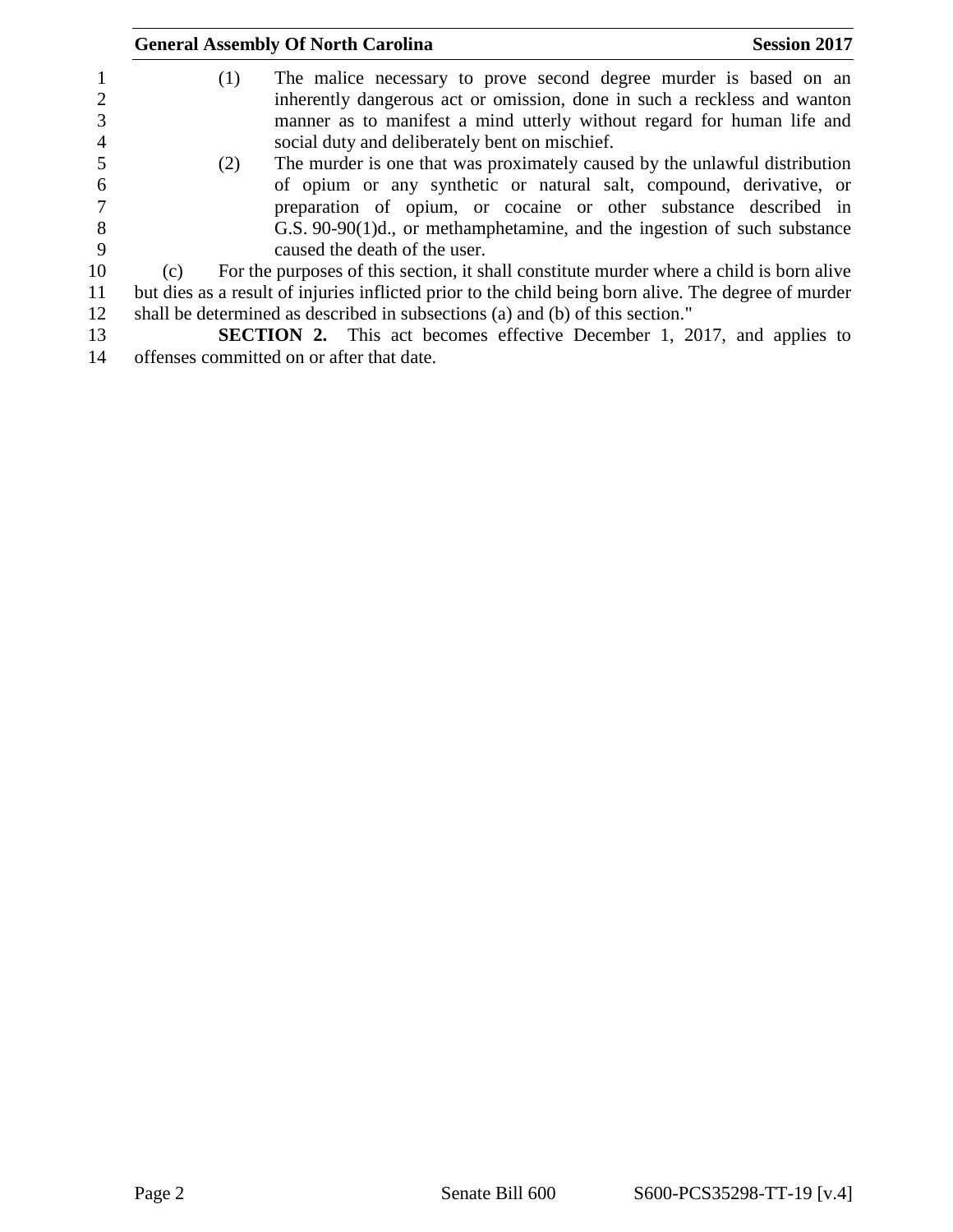(1) The malice necessary to prove second degree murder is based on an inherently dangerous act or omission, done in such a reckless and wanton manner as to manifest a mind utterly without regard for human life and social duty and deliberately bent on mischief.

(2) The murder is one that was proximately caused by the unlawful distribution of opium or any synthetic or natural salt, compound, derivative, or preparation of opium, or cocaine or other substance described in G.S. 90-90(1)d., or methamphetamine, and the ingestion of such substance caused the death of the user.

(c) For the purposes of this section, it shall constitute murder where a child is born alive but dies as a result of injuries inflicted prior to the child being born alive. The degree of murder shall be determined as described in subsections (a) and (b) of this section."

**SECTION 2.** This act becomes effective December 1, 2017, and applies to offenses committed on or after that date.